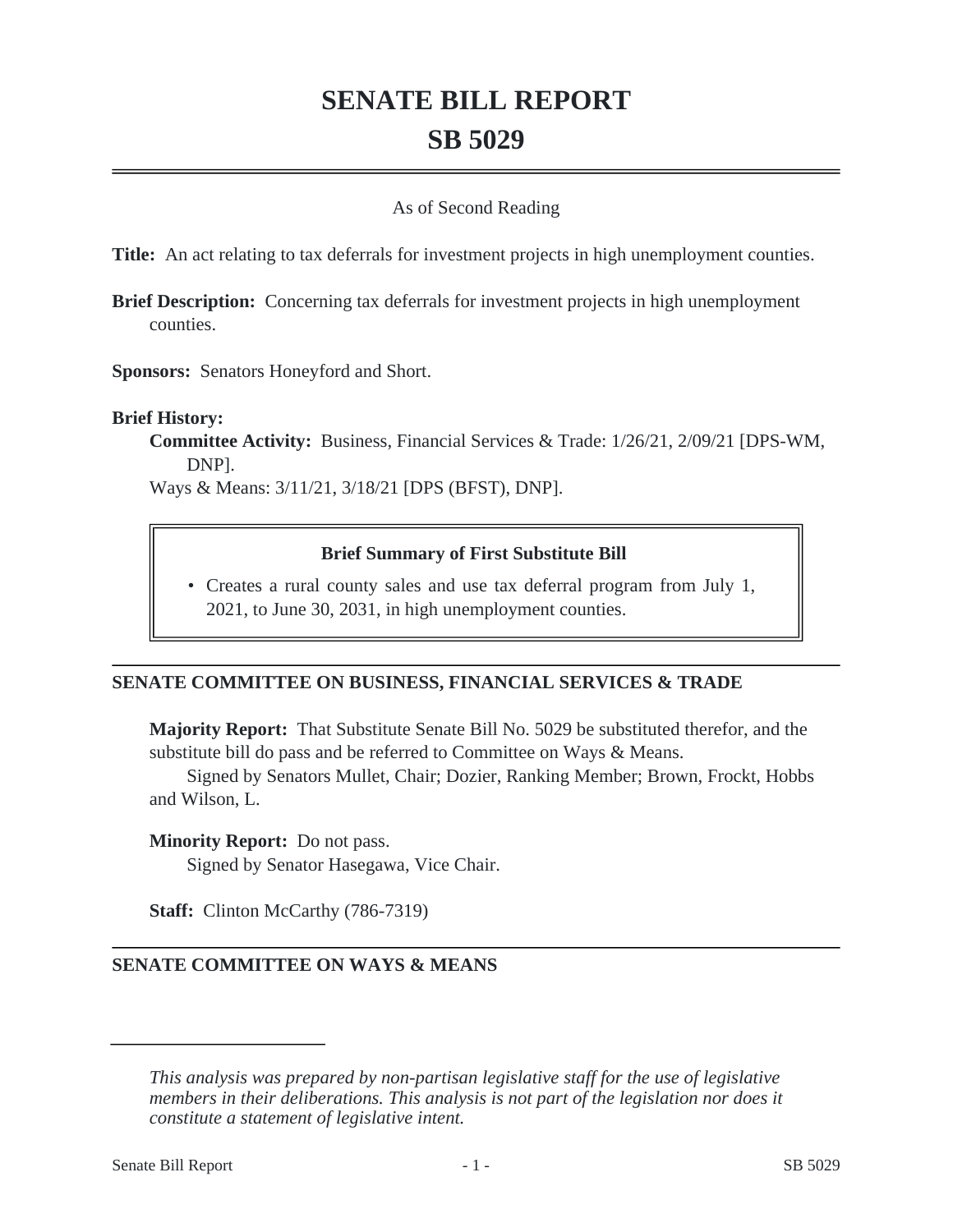# SENATE BILL REPORT

# SB 5029

As of Second Reading

**Title:** An act relating to tax deferrals for investment projects in high unemployment counties.

**Brief Description:** Concerning tax deferrals for investment projects in high unemployment counties.

**Sponsors:** Senators Honeyford and Short.

**Brief History:**

**Committee Activity:** Business, Financial Services & Trade: 1/26/21, 2/09/21 [DPS-WM, DNP].

Ways & Means: 3/11/21, 3/18/21 [DPS (BFST), DNP].

> **Brief Summary of First Substitute Bill**
>
> - Creates a rural county sales and use tax deferral program from July 1, 2021, to June 30, 2031, in high unemployment counties.

## SENATE COMMITTEE ON BUSINESS, FINANCIAL SERVICES & TRADE

**Majority Report:** That Substitute Senate Bill No. 5029 be substituted therefor, and the substitute bill do pass and be referred to Committee on Ways & Means.

Signed by Senators Mullet, Chair; Dozier, Ranking Member; Brown, Frockt, Hobbs and Wilson, L.

**Minority Report:** Do not pass.

Signed by Senator Hasegawa, Vice Chair.

**Staff:** Clinton McCarthy (786-7319)

## SENATE COMMITTEE ON WAYS & MEANS

---

*This analysis was prepared by non-partisan legislative staff for the use of legislative members in their deliberations. This analysis is not part of the legislation nor does it constitute a statement of legislative intent.*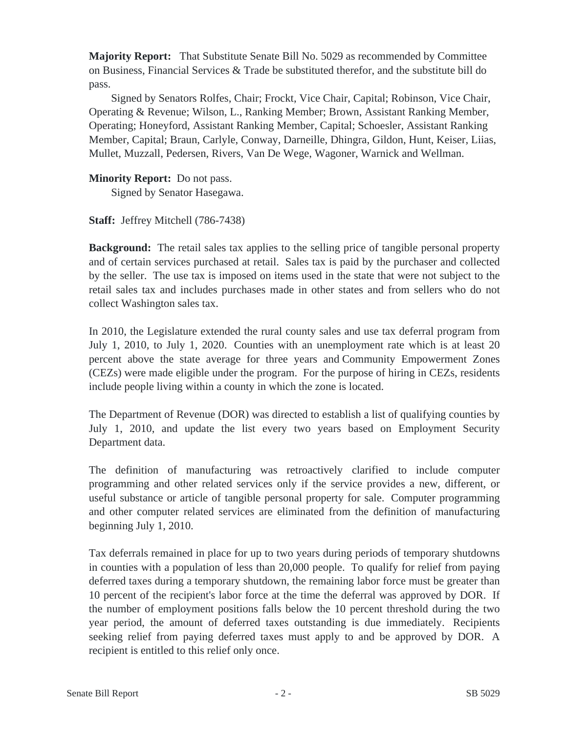**Majority Report:** That Substitute Senate Bill No. 5029 as recommended by Committee on Business, Financial Services & Trade be substituted therefor, and the substitute bill do pass.

Signed by Senators Rolfes, Chair; Frockt, Vice Chair, Capital; Robinson, Vice Chair, Operating & Revenue; Wilson, L., Ranking Member; Brown, Assistant Ranking Member, Operating; Honeyford, Assistant Ranking Member, Capital; Schoesler, Assistant Ranking Member, Capital; Braun, Carlyle, Conway, Darneille, Dhingra, Gildon, Hunt, Keiser, Liias, Mullet, Muzzall, Pedersen, Rivers, Van De Wege, Wagoner, Warnick and Wellman.

**Minority Report:** Do not pass.

Signed by Senator Hasegawa.

**Staff:** Jeffrey Mitchell (786-7438)

**Background:** The retail sales tax applies to the selling price of tangible personal property and of certain services purchased at retail. Sales tax is paid by the purchaser and collected by the seller. The use tax is imposed on items used in the state that were not subject to the retail sales tax and includes purchases made in other states and from sellers who do not collect Washington sales tax.

In 2010, the Legislature extended the rural county sales and use tax deferral program from July 1, 2010, to July 1, 2020. Counties with an unemployment rate which is at least 20 percent above the state average for three years and Community Empowerment Zones (CEZs) were made eligible under the program. For the purpose of hiring in CEZs, residents include people living within a county in which the zone is located.

The Department of Revenue (DOR) was directed to establish a list of qualifying counties by July 1, 2010, and update the list every two years based on Employment Security Department data.

The definition of manufacturing was retroactively clarified to include computer programming and other related services only if the service provides a new, different, or useful substance or article of tangible personal property for sale. Computer programming and other computer related services are eliminated from the definition of manufacturing beginning July 1, 2010.

Tax deferrals remained in place for up to two years during periods of temporary shutdowns in counties with a population of less than 20,000 people. To qualify for relief from paying deferred taxes during a temporary shutdown, the remaining labor force must be greater than 10 percent of the recipient's labor force at the time the deferral was approved by DOR. If the number of employment positions falls below the 10 percent threshold during the two year period, the amount of deferred taxes outstanding is due immediately. Recipients seeking relief from paying deferred taxes must apply to and be approved by DOR. A recipient is entitled to this relief only once.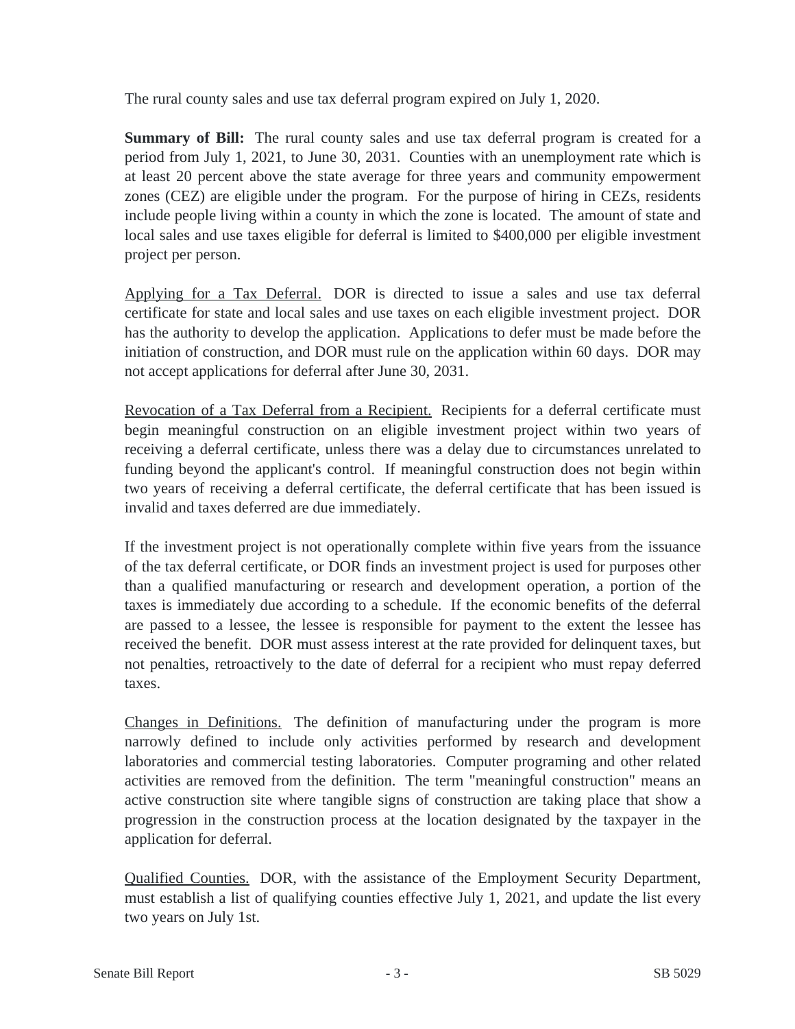The rural county sales and use tax deferral program expired on July 1, 2020.

**Summary of Bill:** The rural county sales and use tax deferral program is created for a period from July 1, 2021, to June 30, 2031. Counties with an unemployment rate which is at least 20 percent above the state average for three years and community empowerment zones (CEZ) are eligible under the program. For the purpose of hiring in CEZs, residents include people living within a county in which the zone is located. The amount of state and local sales and use taxes eligible for deferral is limited to $400,000 per eligible investment project per person.

Applying for a Tax Deferral. DOR is directed to issue a sales and use tax deferral certificate for state and local sales and use taxes on each eligible investment project. DOR has the authority to develop the application. Applications to defer must be made before the initiation of construction, and DOR must rule on the application within 60 days. DOR may not accept applications for deferral after June 30, 2031.

Revocation of a Tax Deferral from a Recipient. Recipients for a deferral certificate must begin meaningful construction on an eligible investment project within two years of receiving a deferral certificate, unless there was a delay due to circumstances unrelated to funding beyond the applicant's control. If meaningful construction does not begin within two years of receiving a deferral certificate, the deferral certificate that has been issued is invalid and taxes deferred are due immediately.

If the investment project is not operationally complete within five years from the issuance of the tax deferral certificate, or DOR finds an investment project is used for purposes other than a qualified manufacturing or research and development operation, a portion of the taxes is immediately due according to a schedule. If the economic benefits of the deferral are passed to a lessee, the lessee is responsible for payment to the extent the lessee has received the benefit. DOR must assess interest at the rate provided for delinquent taxes, but not penalties, retroactively to the date of deferral for a recipient who must repay deferred taxes.

Changes in Definitions. The definition of manufacturing under the program is more narrowly defined to include only activities performed by research and development laboratories and commercial testing laboratories. Computer programing and other related activities are removed from the definition. The term "meaningful construction" means an active construction site where tangible signs of construction are taking place that show a progression in the construction process at the location designated by the taxpayer in the application for deferral.

Qualified Counties. DOR, with the assistance of the Employment Security Department, must establish a list of qualifying counties effective July 1, 2021, and update the list every two years on July 1st.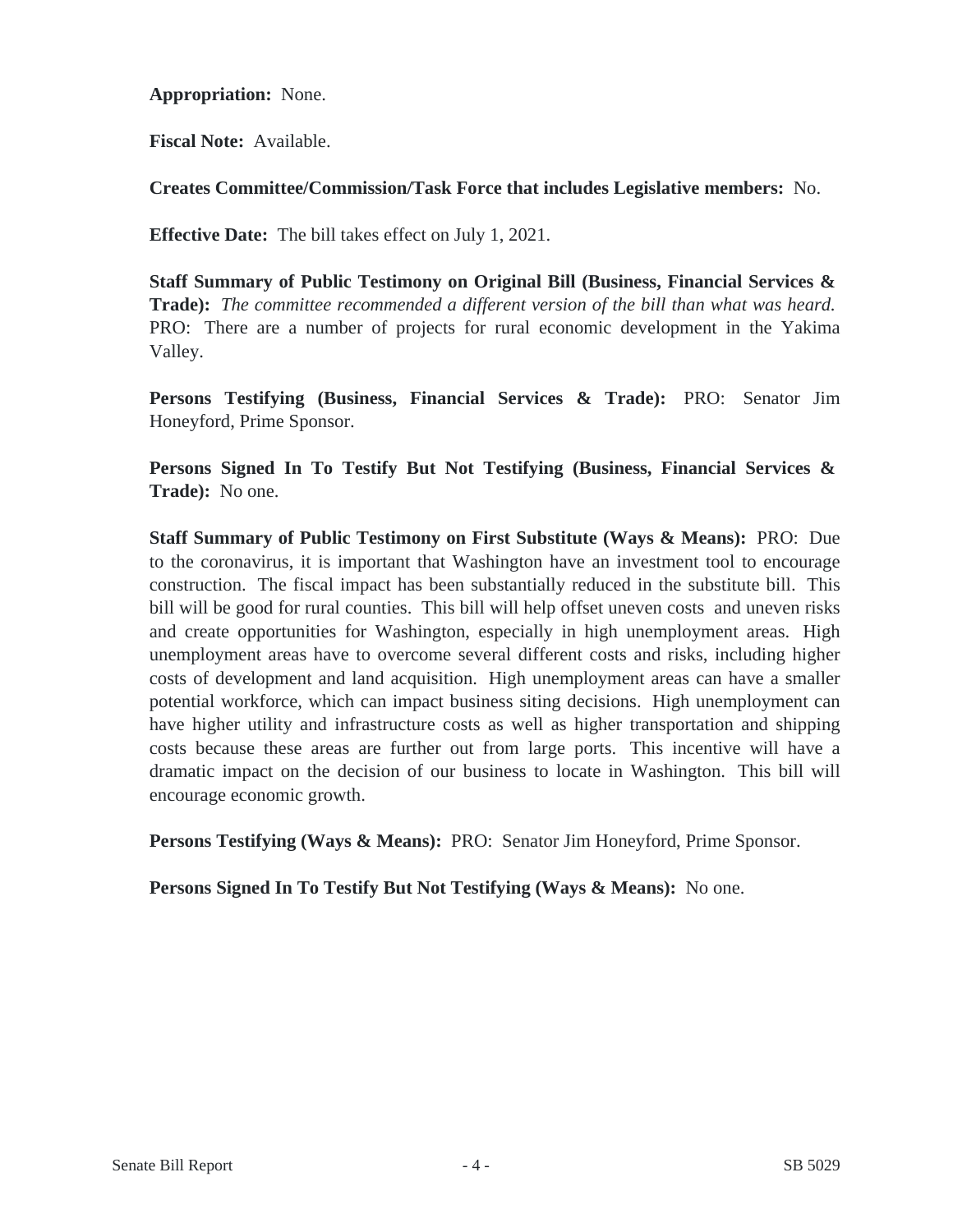**Appropriation:** None.

**Fiscal Note:** Available.

**Creates Committee/Commission/Task Force that includes Legislative members:** No.

**Effective Date:** The bill takes effect on July 1, 2021.

**Staff Summary of Public Testimony on Original Bill (Business, Financial Services & Trade):** *The committee recommended a different version of the bill than what was heard.* PRO: There are a number of projects for rural economic development in the Yakima Valley.

**Persons Testifying (Business, Financial Services & Trade):** PRO: Senator Jim Honeyford, Prime Sponsor.

**Persons Signed In To Testify But Not Testifying (Business, Financial Services & Trade):** No one.

**Staff Summary of Public Testimony on First Substitute (Ways & Means):** PRO: Due to the coronavirus, it is important that Washington have an investment tool to encourage construction. The fiscal impact has been substantially reduced in the substitute bill. This bill will be good for rural counties. This bill will help offset uneven costs and uneven risks and create opportunities for Washington, especially in high unemployment areas. High unemployment areas have to overcome several different costs and risks, including higher costs of development and land acquisition. High unemployment areas can have a smaller potential workforce, which can impact business siting decisions. High unemployment can have higher utility and infrastructure costs as well as higher transportation and shipping costs because these areas are further out from large ports. This incentive will have a dramatic impact on the decision of our business to locate in Washington. This bill will encourage economic growth.

**Persons Testifying (Ways & Means):** PRO: Senator Jim Honeyford, Prime Sponsor.

**Persons Signed In To Testify But Not Testifying (Ways & Means):** No one.